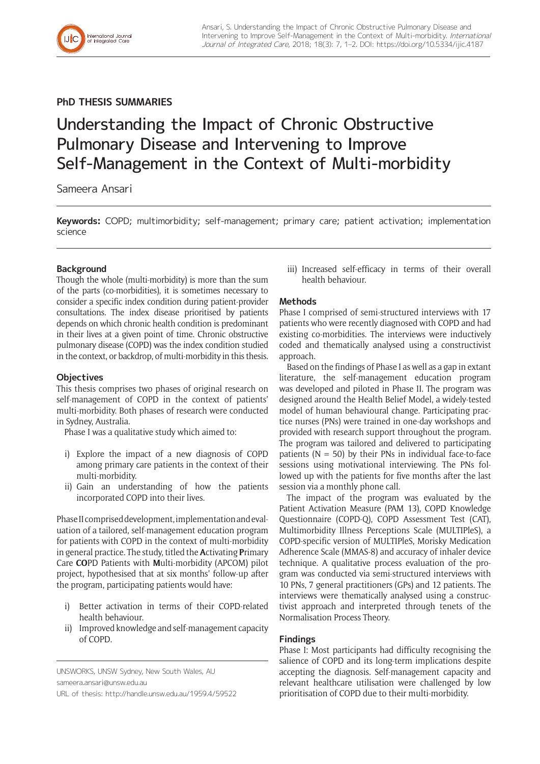## PhD THESIS SUMMARIES

# Understanding the Impact of Chronic Obstructive Pulmonary Disease and Intervening to Improve Self-Management in the Context of Multi-morbidity

Sameera Ansari

**Keywords:** COPD; multimorbidity; self-management; primary care; patient activation; implementation science

### Background

Though the whole (multi-morbidity) is more than the sum of the parts (co-morbidities), it is sometimes necessary to consider a specific index condition during patient-provider consultations. The index disease prioritised by patients depends on which chronic health condition is predominant in their lives at a given point of time. Chronic obstructive pulmonary disease (COPD) was the index condition studied in the context, or backdrop, of multi-morbidity in this thesis.

### Objectives

This thesis comprises two phases of original research on self-management of COPD in the context of patients' multi-morbidity. Both phases of research were conducted in Sydney, Australia.

Phase I was a qualitative study which aimed to:

i) Explore the impact of a new diagnosis of COPD among primary care patients in the context of their multi-morbidity.
ii) Gain an understanding of how the patients incorporated COPD into their lives.

Phase II comprised development, implementation and evaluation of a tailored, self-management education program for patients with COPD in the context of multi-morbidity in general practice. The study, titled the **A**ctivating **P**rimary Care **CO**PD Patients with **M**ulti-morbidity (APCOM) pilot project, hypothesised that at six months' follow-up after the program, participating patients would have:

i) Better activation in terms of their COPD-related health behaviour.
ii) Improved knowledge and self-management capacity of COPD.
iii) Increased self-efficacy in terms of their overall health behaviour.

### Methods

Phase I comprised of semi-structured interviews with 17 patients who were recently diagnosed with COPD and had existing co-morbidities. The interviews were inductively coded and thematically analysed using a constructivist approach.

Based on the findings of Phase I as well as a gap in extant literature, the self-management education program was developed and piloted in Phase II. The program was designed around the Health Belief Model, a widely-tested model of human behavioural change. Participating practice nurses (PNs) were trained in one-day workshops and provided with research support throughout the program. The program was tailored and delivered to participating patients (N = 50) by their PNs in individual face-to-face sessions using motivational interviewing. The PNs followed up with the patients for five months after the last session via a monthly phone call.

The impact of the program was evaluated by the Patient Activation Measure (PAM 13), COPD Knowledge Questionnaire (COPD-Q), COPD Assessment Test (CAT), Multimorbidity Illness Perceptions Scale (MULTIPleS), a COPD-specific version of MULTIPleS, Morisky Medication Adherence Scale (MMAS-8) and accuracy of inhaler device technique. A qualitative process evaluation of the program was conducted via semi-structured interviews with 10 PNs, 7 general practitioners (GPs) and 12 patients. The interviews were thematically analysed using a constructivist approach and interpreted through tenets of the Normalisation Process Theory.

### Findings

Phase I: Most participants had difficulty recognising the salience of COPD and its long-term implications despite accepting the diagnosis. Self-management capacity and relevant healthcare utilisation were challenged by low prioritisation of COPD due to their multi-morbidity.

UNSWORKS, UNSW Sydney, New South Wales, AU
sameera.ansari@unsw.edu.au
URL of thesis: http://handle.unsw.edu.au/1959.4/59522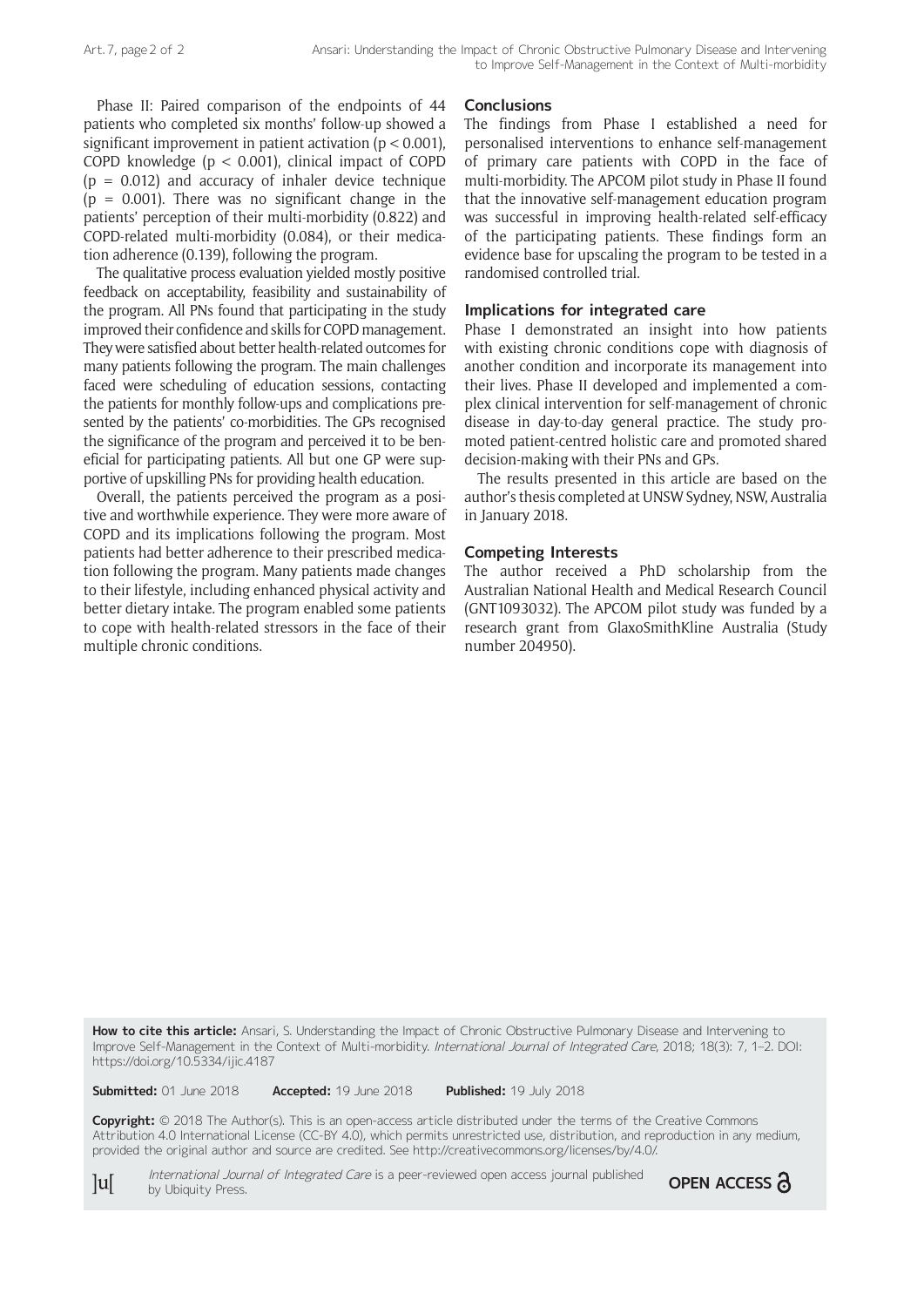Phase II: Paired comparison of the endpoints of 44 patients who completed six months' follow-up showed a significant improvement in patient activation ($p < 0.001$), COPD knowledge ($p < 0.001$), clinical impact of COPD ($p = 0.012$) and accuracy of inhaler device technique ($p = 0.001$). There was no significant change in the patients' perception of their multi-morbidity (0.822) and COPD-related multi-morbidity (0.084), or their medication adherence (0.139), following the program.

The qualitative process evaluation yielded mostly positive feedback on acceptability, feasibility and sustainability of the program. All PNs found that participating in the study improved their confidence and skills for COPD management. They were satisfied about better health-related outcomes for many patients following the program. The main challenges faced were scheduling of education sessions, contacting the patients for monthly follow-ups and complications presented by the patients' co-morbidities. The GPs recognised the significance of the program and perceived it to be beneficial for participating patients. All but one GP were supportive of upskilling PNs for providing health education.

Overall, the patients perceived the program as a positive and worthwhile experience. They were more aware of COPD and its implications following the program. Most patients had better adherence to their prescribed medication following the program. Many patients made changes to their lifestyle, including enhanced physical activity and better dietary intake. The program enabled some patients to cope with health-related stressors in the face of their multiple chronic conditions.

## Conclusions

The findings from Phase I established a need for personalised interventions to enhance self-management of primary care patients with COPD in the face of multi-morbidity. The APCOM pilot study in Phase II found that the innovative self-management education program was successful in improving health-related self-efficacy of the participating patients. These findings form an evidence base for upscaling the program to be tested in a randomised controlled trial.

## Implications for integrated care

Phase I demonstrated an insight into how patients with existing chronic conditions cope with diagnosis of another condition and incorporate its management into their lives. Phase II developed and implemented a complex clinical intervention for self-management of chronic disease in day-to-day general practice. The study promoted patient-centred holistic care and promoted shared decision-making with their PNs and GPs.

The results presented in this article are based on the author's thesis completed at UNSW Sydney, NSW, Australia in January 2018.

## Competing Interests

The author received a PhD scholarship from the Australian National Health and Medical Research Council (GNT1093032). The APCOM pilot study was funded by a research grant from GlaxoSmithKline Australia (Study number 204950).

**How to cite this article:** Ansari, S. Understanding the Impact of Chronic Obstructive Pulmonary Disease and Intervening to Improve Self-Management in the Context of Multi-morbidity. *International Journal of Integrated Care*, 2018; 18(3): 7, 1–2. DOI: https://doi.org/10.5334/ijic.4187

**Submitted:** 01 June 2018 **Accepted:** 19 June 2018 **Published:** 19 July 2018

**Copyright:** © 2018 The Author(s). This is an open-access article distributed under the terms of the Creative Commons Attribution 4.0 International License (CC-BY 4.0), which permits unrestricted use, distribution, and reproduction in any medium, provided the original author and source are credited. See http://creativecommons.org/licenses/by/4.0/.

*International Journal of Integrated Care* is a peer-reviewed open access journal published by Ubiquity Press.

OPEN ACCESS